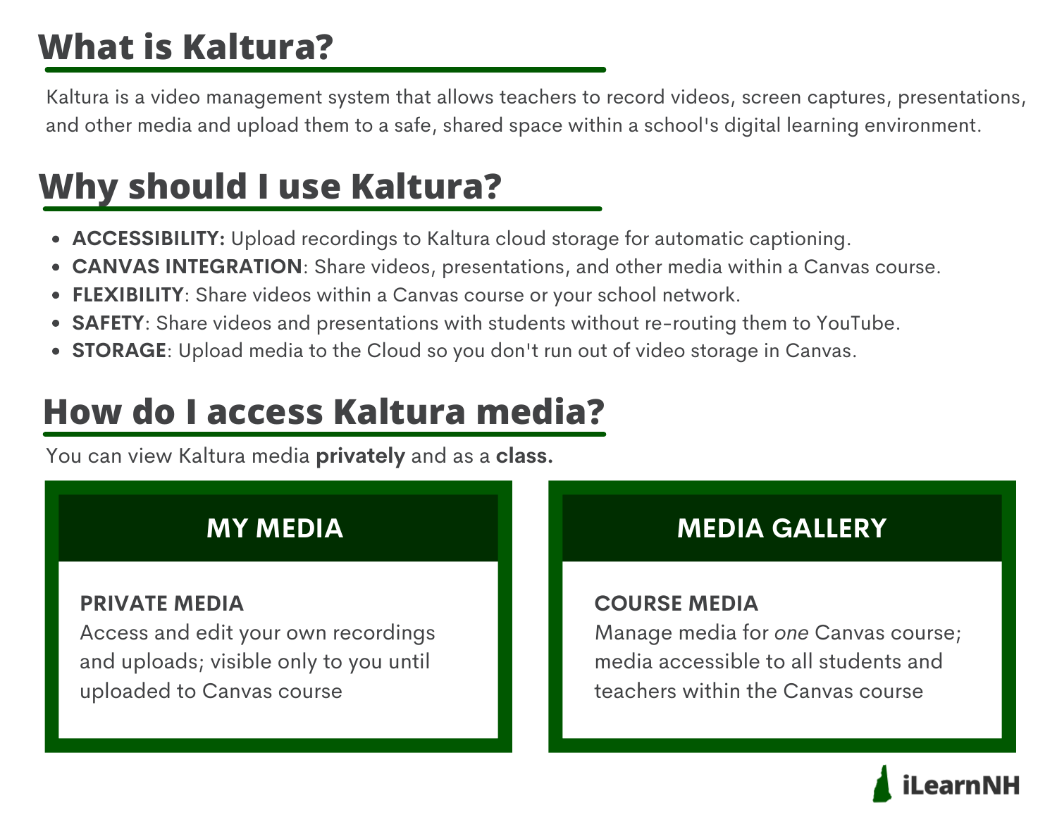# What is Kaltura?

Kaltura is a video management system that allows teachers to record videos, screen captures, presentations, and other media and upload them to a safe, shared space within a school's digital learning environment.

# Why should I use Kaltura?

- **ACCESSIBILITY:** Upload recordings to Kaltura cloud storage for automatic captioning.
- **CANVAS INTEGRATION**: Share videos, presentations, and other media within a Canvas course.
- **FLEXIBILITY**: Share videos within a Canvas course or your school network.
- **SAFETY**: Share videos and presentations with students without re-routing them to YouTube.
- **STORAGE**: Upload media to the Cloud so you don't run out of video storage in Canvas.

# How do I access Kaltura media?

You can view Kaltura media **privately** and as a **class.**

## MY MEDIA

**PRIVATE MEDIA**
Access and edit your own recordings and uploads; visible only to you until uploaded to Canvas course

## MEDIA GALLERY

**COURSE MEDIA**
Manage media for *one* Canvas course; media accessible to all students and teachers within the Canvas course

iLearnNH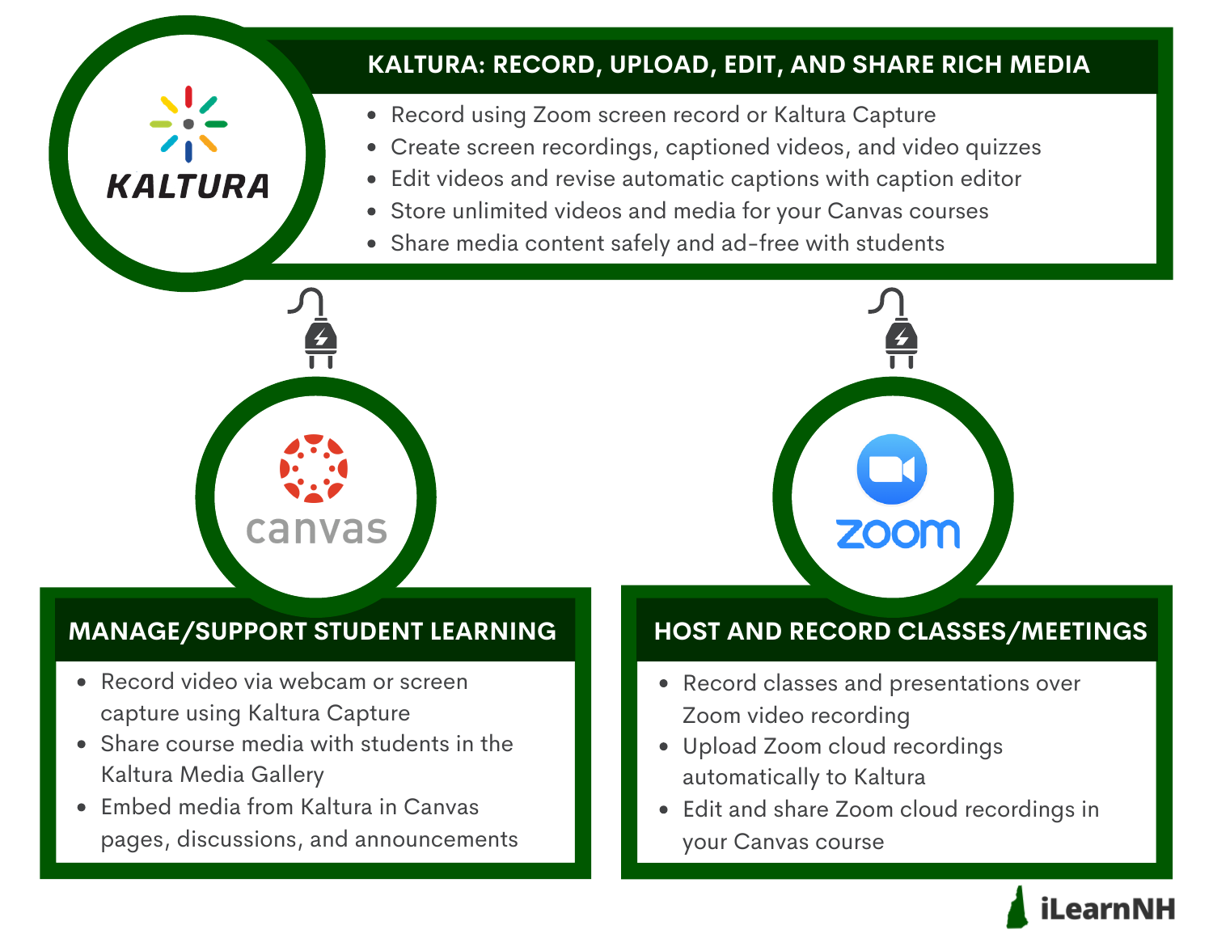## KALTURA: RECORD, UPLOAD, EDIT, AND SHARE RICH MEDIA

- Record using Zoom screen record or Kaltura Capture
- Create screen recordings, captioned videos, and video quizzes
- Edit videos and revise automatic captions with caption editor
- Store unlimited videos and media for your Canvas courses
- Share media content safely and ad-free with students

## MANAGE/SUPPORT STUDENT LEARNING

- Record video via webcam or screen capture using Kaltura Capture
- Share course media with students in the Kaltura Media Gallery
- Embed media from Kaltura in Canvas pages, discussions, and announcements

## HOST AND RECORD CLASSES/MEETINGS

- Record classes and presentations over Zoom video recording
- Upload Zoom cloud recordings automatically to Kaltura
- Edit and share Zoom cloud recordings in your Canvas course

iLearnNH